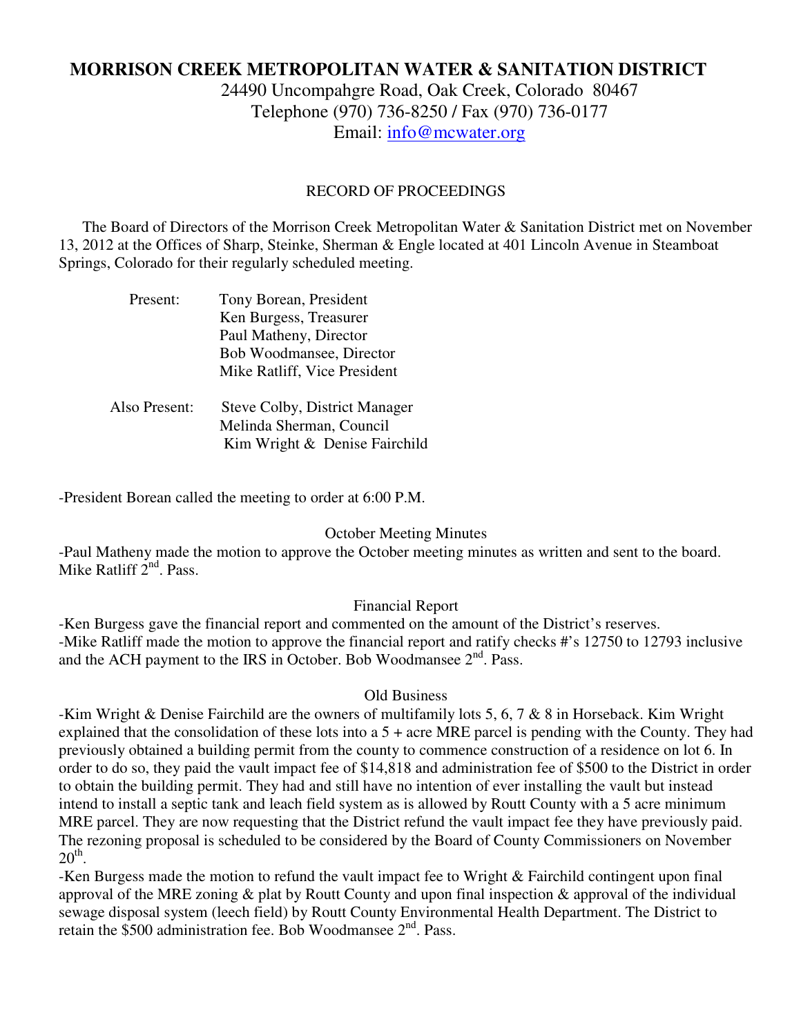# MORRISON CREEK METROPOLITAN WATER & SANITATION DISTRICT

24490 Uncompahgre Road, Oak Creek, Colorado 80467
Telephone (970) 736-8250 / Fax (970) 736-0177
Email: info@mcwater.org

## RECORD OF PROCEEDINGS

The Board of Directors of the Morrison Creek Metropolitan Water & Sanitation District met on November 13, 2012 at the Offices of Sharp, Steinke, Sherman & Engle located at 401 Lincoln Avenue in Steamboat Springs, Colorado for their regularly scheduled meeting.

Present:
Tony Borean, President
Ken Burgess, Treasurer
Paul Matheny, Director
Bob Woodmansee, Director
Mike Ratliff, Vice President

Also Present:
Steve Colby, District Manager
Melinda Sherman, Council
Kim Wright & Denise Fairchild

-President Borean called the meeting to order at 6:00 P.M.

### October Meeting Minutes

-Paul Matheny made the motion to approve the October meeting minutes as written and sent to the board. Mike Ratliff 2nd. Pass.

### Financial Report

-Ken Burgess gave the financial report and commented on the amount of the District's reserves.
-Mike Ratliff made the motion to approve the financial report and ratify checks #'s 12750 to 12793 inclusive and the ACH payment to the IRS in October. Bob Woodmansee 2nd. Pass.

### Old Business

-Kim Wright & Denise Fairchild are the owners of multifamily lots 5, 6, 7 & 8 in Horseback. Kim Wright explained that the consolidation of these lots into a 5 + acre MRE parcel is pending with the County. They had previously obtained a building permit from the county to commence construction of a residence on lot 6. In order to do so, they paid the vault impact fee of $14,818 and administration fee of $500 to the District in order to obtain the building permit. They had and still have no intention of ever installing the vault but instead intend to install a septic tank and leach field system as is allowed by Routt County with a 5 acre minimum MRE parcel. They are now requesting that the District refund the vault impact fee they have previously paid. The rezoning proposal is scheduled to be considered by the Board of County Commissioners on November 20th.
-Ken Burgess made the motion to refund the vault impact fee to Wright & Fairchild contingent upon final approval of the MRE zoning & plat by Routt County and upon final inspection & approval of the individual sewage disposal system (leech field) by Routt County Environmental Health Department. The District to retain the $500 administration fee. Bob Woodmansee 2nd. Pass.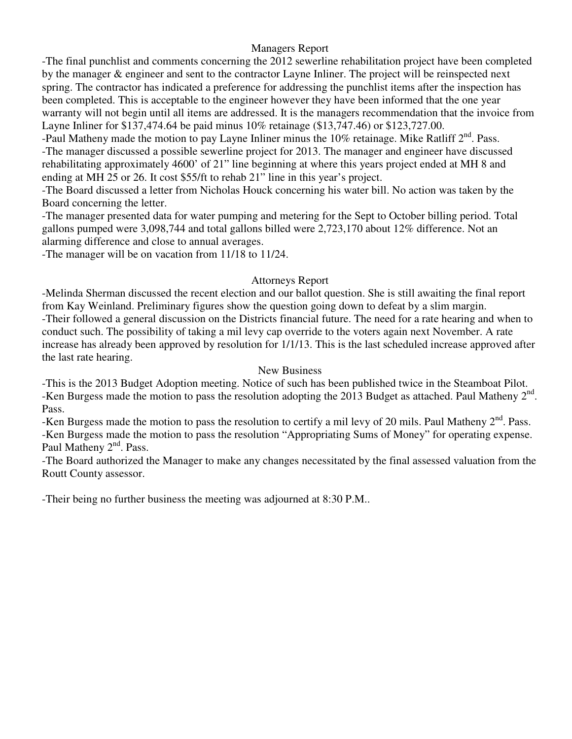## Managers Report

-The final punchlist and comments concerning the 2012 sewerline rehabilitation project have been completed by the manager & engineer and sent to the contractor Layne Inliner. The project will be reinspected next spring. The contractor has indicated a preference for addressing the punchlist items after the inspection has been completed. This is acceptable to the engineer however they have been informed that the one year warranty will not begin until all items are addressed. It is the managers recommendation that the invoice from Layne Inliner for $137,474.64 be paid minus 10% retainage ($13,747.46) or $123,727.00.

-Paul Matheny made the motion to pay Layne Inliner minus the 10% retainage. Mike Ratliff 2nd. Pass.

-The manager discussed a possible sewerline project for 2013. The manager and engineer have discussed rehabilitating approximately 4600' of 21" line beginning at where this years project ended at MH 8 and ending at MH 25 or 26. It cost $55/ft to rehab 21" line in this year's project.

-The Board discussed a letter from Nicholas Houck concerning his water bill. No action was taken by the Board concerning the letter.

-The manager presented data for water pumping and metering for the Sept to October billing period. Total gallons pumped were 3,098,744 and total gallons billed were 2,723,170 about 12% difference. Not an alarming difference and close to annual averages.

-The manager will be on vacation from 11/18 to 11/24.

## Attorneys Report

-Melinda Sherman discussed the recent election and our ballot question. She is still awaiting the final report from Kay Weinland. Preliminary figures show the question going down to defeat by a slim margin.

-Their followed a general discussion on the Districts financial future. The need for a rate hearing and when to conduct such. The possibility of taking a mil levy cap override to the voters again next November. A rate increase has already been approved by resolution for 1/1/13. This is the last scheduled increase approved after the last rate hearing.

## New Business

-This is the 2013 Budget Adoption meeting. Notice of such has been published twice in the Steamboat Pilot.

-Ken Burgess made the motion to pass the resolution adopting the 2013 Budget as attached. Paul Matheny 2nd. Pass.

-Ken Burgess made the motion to pass the resolution to certify a mil levy of 20 mils. Paul Matheny 2nd. Pass.

-Ken Burgess made the motion to pass the resolution "Appropriating Sums of Money" for operating expense. Paul Matheny 2nd. Pass.

-The Board authorized the Manager to make any changes necessitated by the final assessed valuation from the Routt County assessor.

-Their being no further business the meeting was adjourned at 8:30 P.M..